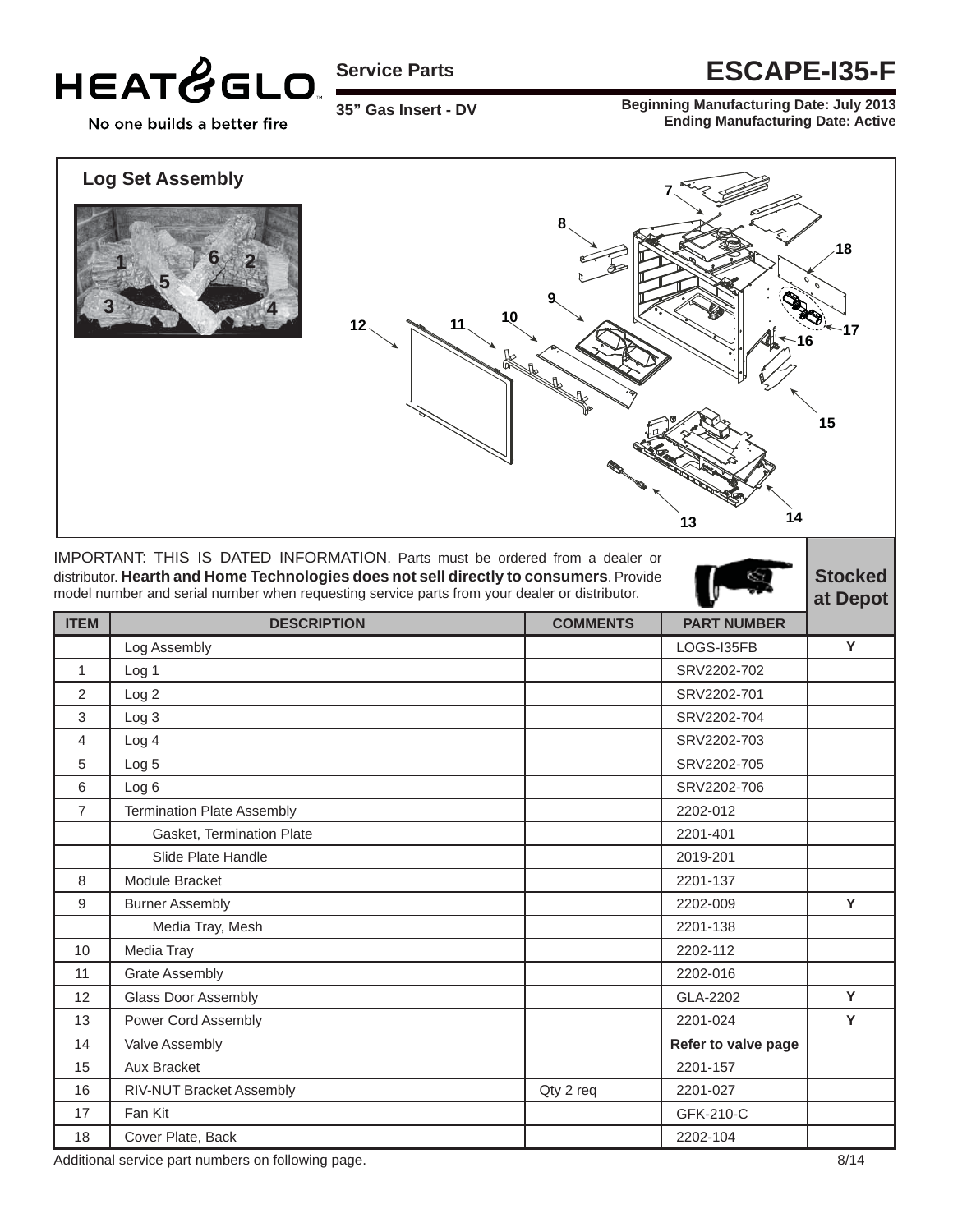# HEAT & GLO

No one builds a better fire

## Service Parts

## ESCAPE-I35-F

**35" Gas Insert - DV**

**Beginning Manufacturing Date: July 2013**
**Ending Manufacturing Date: Active**

### Log Set Assembly

IMPORTANT: THIS IS DATED INFORMATION. Parts must be ordered from a dealer or distributor. **Hearth and Home Technologies does not sell directly to consumers**. Provide model number and serial number when requesting service parts from your dealer or distributor.

| ITEM | DESCRIPTION | COMMENTS | PART NUMBER | Stocked at Depot |
|---|---|---|---|---|
| | Log Assembly | | LOGS-I35FB | Y |
| 1 | Log 1 | | SRV2202-702 | |
| 2 | Log 2 | | SRV2202-701 | |
| 3 | Log 3 | | SRV2202-704 | |
| 4 | Log 4 | | SRV2202-703 | |
| 5 | Log 5 | | SRV2202-705 | |
| 6 | Log 6 | | SRV2202-706 | |
| 7 | Termination Plate Assembly | | 2202-012 | |
| | Gasket, Termination Plate | | 2201-401 | |
| | Slide Plate Handle | | 2019-201 | |
| 8 | Module Bracket | | 2201-137 | |
| 9 | Burner Assembly | | 2202-009 | Y |
| | Media Tray, Mesh | | 2201-138 | |
| 10 | Media Tray | | 2202-112 | |
| 11 | Grate Assembly | | 2202-016 | |
| 12 | Glass Door Assembly | | GLA-2202 | Y |
| 13 | Power Cord Assembly | | 2201-024 | Y |
| 14 | Valve Assembly | | **Refer to valve page** | |
| 15 | Aux Bracket | | 2201-157 | |
| 16 | RIV-NUT Bracket Assembly | Qty 2 req | 2201-027 | |
| 17 | Fan Kit | | GFK-210-C | |
| 18 | Cover Plate, Back | | 2202-104 | |

Additional service part numbers on following page.

8/14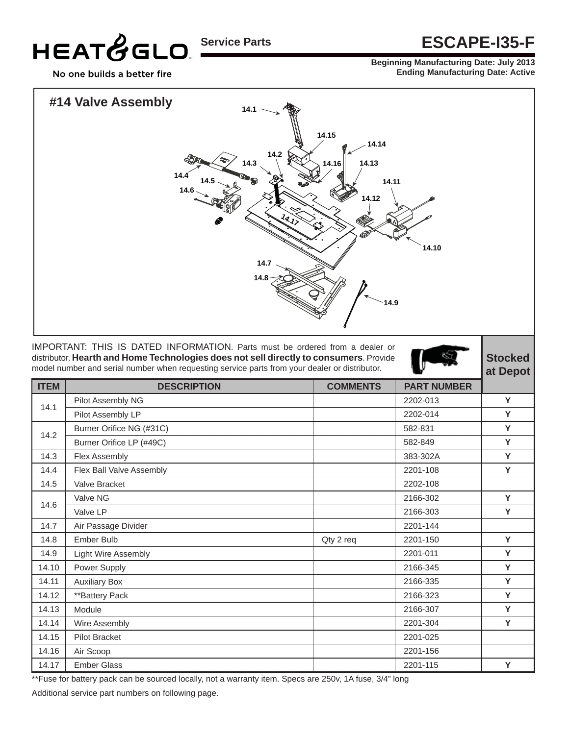# HEAT&GLO

No one builds a better fire

## Service Parts

# ESCAPE-I35-F

**Beginning Manufacturing Date: July 2013**
**Ending Manufacturing Date: Active**

## #14 Valve Assembly

IMPORTANT: THIS IS DATED INFORMATION. Parts must be ordered from a dealer or distributor. **Hearth and Home Technologies does not sell directly to consumers**. Provide model number and serial number when requesting service parts from your dealer or distributor.

| ITEM | DESCRIPTION | COMMENTS | PART NUMBER | Stocked at Depot |
|---|---|---|---|---|
| 14.1 | Pilot Assembly NG | | 2202-013 | Y |
| | Pilot Assembly LP | | 2202-014 | Y |
| 14.2 | Burner Orifice NG (#31C) | | 582-831 | Y |
| | Burner Orifice LP (#49C) | | 582-849 | Y |
| 14.3 | Flex Assembly | | 383-302A | Y |
| 14.4 | Flex Ball Valve Assembly | | 2201-108 | Y |
| 14.5 | Valve Bracket | | 2202-108 | |
| 14.6 | Valve NG | | 2166-302 | Y |
| | Valve LP | | 2166-303 | Y |
| 14.7 | Air Passage Divider | | 2201-144 | |
| 14.8 | Ember Bulb | Qty 2 req | 2201-150 | Y |
| 14.9 | Light Wire Assembly | | 2201-011 | Y |
| 14.10 | Power Supply | | 2166-345 | Y |
| 14.11 | Auxiliary Box | | 2166-335 | Y |
| 14.12 | **Battery Pack | | 2166-323 | Y |
| 14.13 | Module | | 2166-307 | Y |
| 14.14 | Wire Assembly | | 2201-304 | Y |
| 14.15 | Pilot Bracket | | 2201-025 | |
| 14.16 | Air Scoop | | 2201-156 | |
| 14.17 | Ember Glass | | 2201-115 | Y |

**Fuse for battery pack can be sourced locally, not a warranty item. Specs are 250v, 1A fuse, 3/4" long

Additional service part numbers on following page.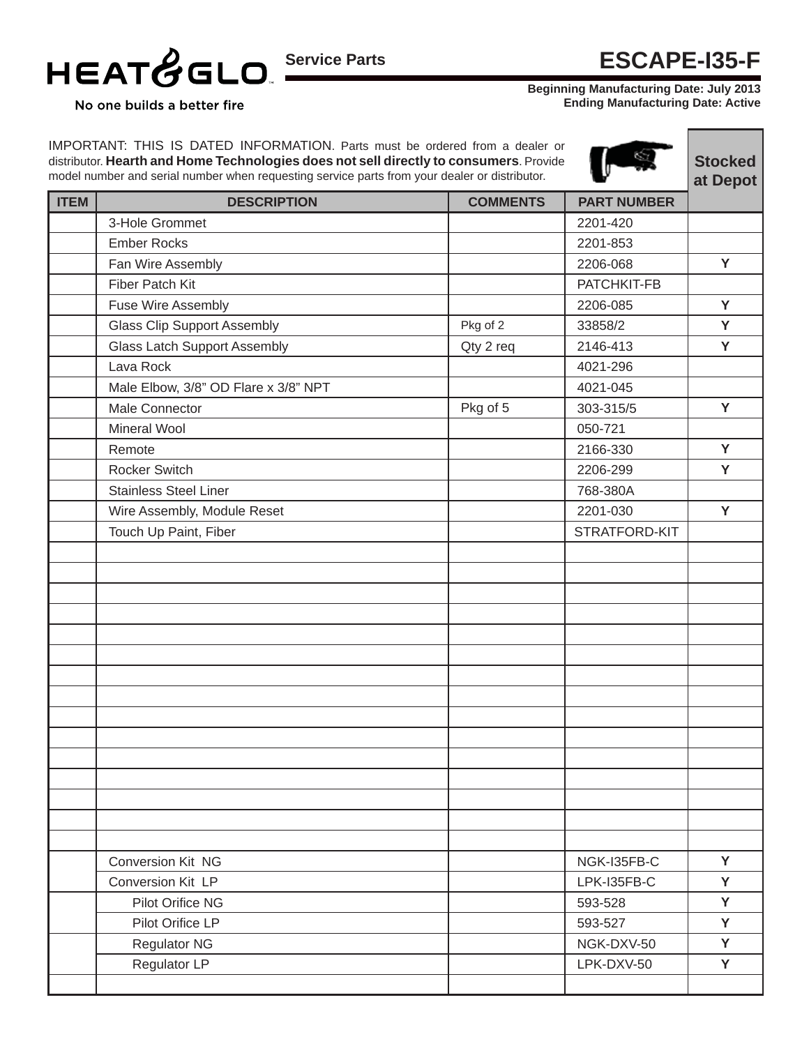**HEAT & GLO**

No one builds a better fire

**Service Parts**

# ESCAPE-I35-F

**Beginning Manufacturing Date: July 2013**
**Ending Manufacturing Date: Active**

IMPORTANT: THIS IS DATED INFORMATION. Parts must be ordered from a dealer or distributor. **Hearth and Home Technologies does not sell directly to consumers**. Provide model number and serial number when requesting service parts from your dealer or distributor.

| ITEM | DESCRIPTION | COMMENTS | PART NUMBER | Stocked at Depot |
|---|---|---|---|---|
| | 3-Hole Grommet | | 2201-420 | |
| | Ember Rocks | | 2201-853 | |
| | Fan Wire Assembly | | 2206-068 | Y |
| | Fiber Patch Kit | | PATCHKIT-FB | |
| | Fuse Wire Assembly | | 2206-085 | Y |
| | Glass Clip Support Assembly | Pkg of 2 | 33858/2 | Y |
| | Glass Latch Support Assembly | Qty 2 req | 2146-413 | Y |
| | Lava Rock | | 4021-296 | |
| | Male Elbow, 3/8” OD Flare x 3/8” NPT | | 4021-045 | |
| | Male Connector | Pkg of 5 | 303-315/5 | Y |
| | Mineral Wool | | 050-721 | |
| | Remote | | 2166-330 | Y |
| | Rocker Switch | | 2206-299 | Y |
| | Stainless Steel Liner | | 768-380A | |
| | Wire Assembly, Module Reset | | 2201-030 | Y |
| | Touch Up Paint, Fiber | | STRATFORD-KIT | |
| | Conversion Kit NG | | NGK-I35FB-C | Y |
| | Conversion Kit LP | | LPK-I35FB-C | Y |
| | Pilot Orifice NG | | 593-528 | Y |
| | Pilot Orifice LP | | 593-527 | Y |
| | Regulator NG | | NGK-DXV-50 | Y |
| | Regulator LP | | LPK-DXV-50 | Y |